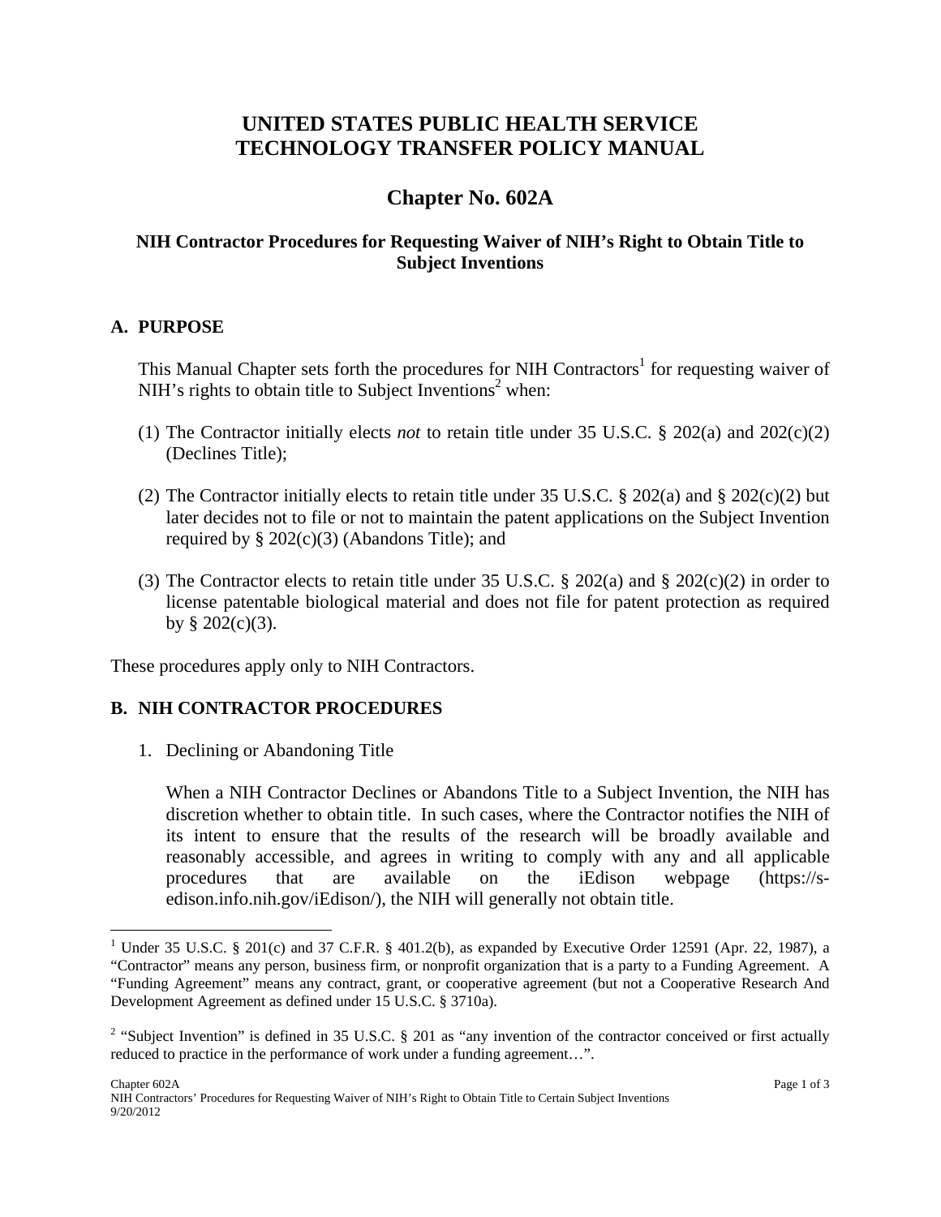# UNITED STATES PUBLIC HEALTH SERVICE TECHNOLOGY TRANSFER POLICY MANUAL

## Chapter No. 602A

### NIH Contractor Procedures for Requesting Waiver of NIH's Right to Obtain Title to Subject Inventions

## A. PURPOSE

This Manual Chapter sets forth the procedures for NIH Contractors[1] for requesting waiver of NIH's rights to obtain title to Subject Inventions[2] when:

(1) The Contractor initially elects *not* to retain title under 35 U.S.C. § 202(a) and 202(c)(2) (Declines Title);

(2) The Contractor initially elects to retain title under 35 U.S.C. § 202(a) and § 202(c)(2) but later decides not to file or not to maintain the patent applications on the Subject Invention required by § 202(c)(3) (Abandons Title); and

(3) The Contractor elects to retain title under 35 U.S.C. § 202(a) and § 202(c)(2) in order to license patentable biological material and does not file for patent protection as required by § 202(c)(3).

These procedures apply only to NIH Contractors.

## B. NIH CONTRACTOR PROCEDURES

1. Declining or Abandoning Title

   When a NIH Contractor Declines or Abandons Title to a Subject Invention, the NIH has discretion whether to obtain title. In such cases, where the Contractor notifies the NIH of its intent to ensure that the results of the research will be broadly available and reasonably accessible, and agrees in writing to comply with any and all applicable procedures that are available on the iEdison webpage (https://s-edison.info.nih.gov/iEdison/), the NIH will generally not obtain title.

---

[1] Under 35 U.S.C. § 201(c) and 37 C.F.R. § 401.2(b), as expanded by Executive Order 12591 (Apr. 22, 1987), a "Contractor" means any person, business firm, or nonprofit organization that is a party to a Funding Agreement. A "Funding Agreement" means any contract, grant, or cooperative agreement (but not a Cooperative Research And Development Agreement as defined under 15 U.S.C. § 3710a).

[2] "Subject Invention" is defined in 35 U.S.C. § 201 as "any invention of the contractor conceived or first actually reduced to practice in the performance of work under a funding agreement…".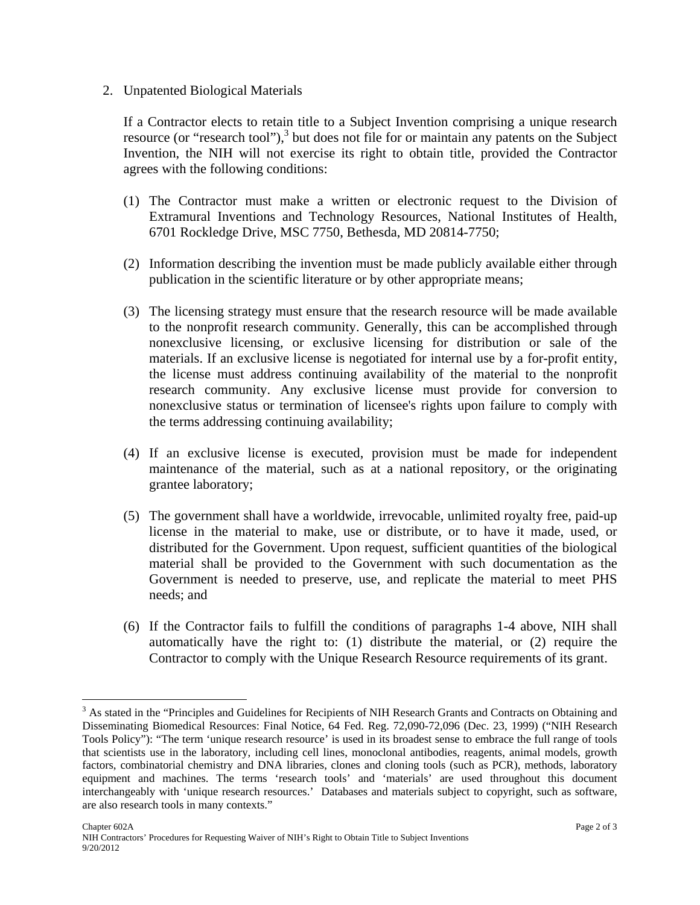2. Unpatented Biological Materials

   If a Contractor elects to retain title to a Subject Invention comprising a unique research resource (or "research tool"),[3] but does not file for or maintain any patents on the Subject Invention, the NIH will not exercise its right to obtain title, provided the Contractor agrees with the following conditions:

   (1) The Contractor must make a written or electronic request to the Division of Extramural Inventions and Technology Resources, National Institutes of Health, 6701 Rockledge Drive, MSC 7750, Bethesda, MD 20814-7750;

   (2) Information describing the invention must be made publicly available either through publication in the scientific literature or by other appropriate means;

   (3) The licensing strategy must ensure that the research resource will be made available to the nonprofit research community. Generally, this can be accomplished through nonexclusive licensing, or exclusive licensing for distribution or sale of the materials. If an exclusive license is negotiated for internal use by a for-profit entity, the license must address continuing availability of the material to the nonprofit research community. Any exclusive license must provide for conversion to nonexclusive status or termination of licensee's rights upon failure to comply with the terms addressing continuing availability;

   (4) If an exclusive license is executed, provision must be made for independent maintenance of the material, such as at a national repository, or the originating grantee laboratory;

   (5) The government shall have a worldwide, irrevocable, unlimited royalty free, paid-up license in the material to make, use or distribute, or to have it made, used, or distributed for the Government. Upon request, sufficient quantities of the biological material shall be provided to the Government with such documentation as the Government is needed to preserve, use, and replicate the material to meet PHS needs; and

   (6) If the Contractor fails to fulfill the conditions of paragraphs 1-4 above, NIH shall automatically have the right to: (1) distribute the material, or (2) require the Contractor to comply with the Unique Research Resource requirements of its grant.

---

[3] As stated in the "Principles and Guidelines for Recipients of NIH Research Grants and Contracts on Obtaining and Disseminating Biomedical Resources: Final Notice, 64 Fed. Reg. 72,090-72,096 (Dec. 23, 1999) ("NIH Research Tools Policy"): "The term 'unique research resource' is used in its broadest sense to embrace the full range of tools that scientists use in the laboratory, including cell lines, monoclonal antibodies, reagents, animal models, growth factors, combinatorial chemistry and DNA libraries, clones and cloning tools (such as PCR), methods, laboratory equipment and machines. The terms 'research tools' and 'materials' are used throughout this document interchangeably with 'unique research resources.' Databases and materials subject to copyright, such as software, are also research tools in many contexts."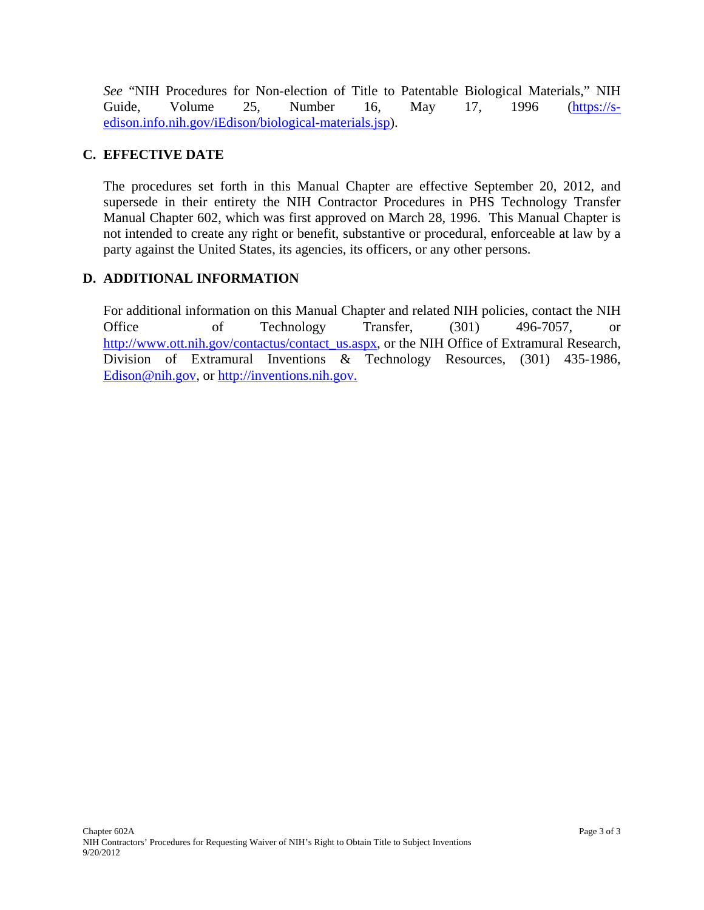*See* "NIH Procedures for Non-election of Title to Patentable Biological Materials," NIH Guide, Volume 25, Number 16, May 17, 1996 (https://s-edison.info.nih.gov/iEdison/biological-materials.jsp).

## C. EFFECTIVE DATE

The procedures set forth in this Manual Chapter are effective September 20, 2012, and supersede in their entirety the NIH Contractor Procedures in PHS Technology Transfer Manual Chapter 602, which was first approved on March 28, 1996. This Manual Chapter is not intended to create any right or benefit, substantive or procedural, enforceable at law by a party against the United States, its agencies, its officers, or any other persons.

## D. ADDITIONAL INFORMATION

For additional information on this Manual Chapter and related NIH policies, contact the NIH Office of Technology Transfer, (301) 496-7057, or http://www.ott.nih.gov/contactus/contact_us.aspx, or the NIH Office of Extramural Research, Division of Extramural Inventions & Technology Resources, (301) 435-1986, Edison@nih.gov, or http://inventions.nih.gov.